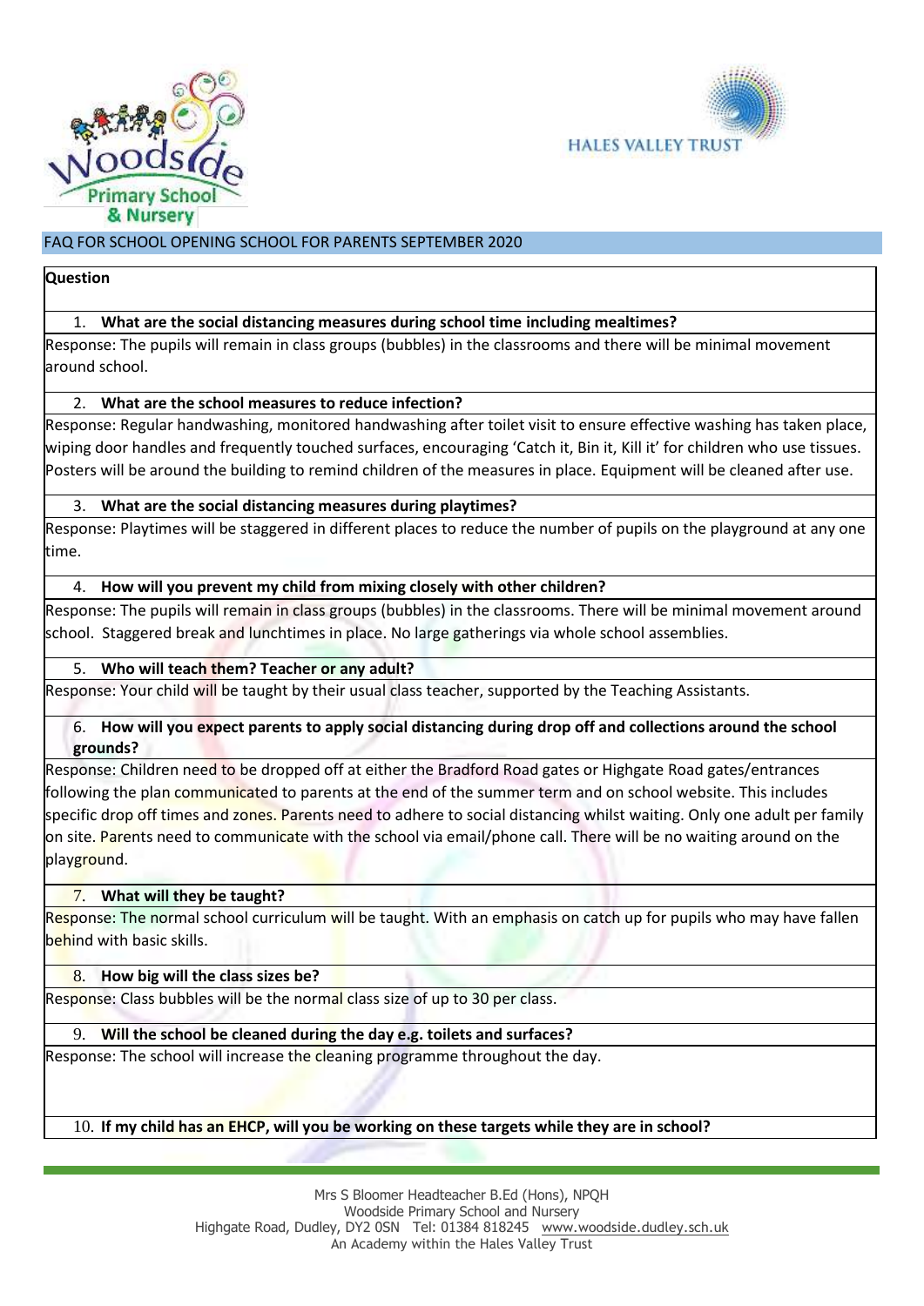## FAQ FOR SCHOOL OPENING SCHOOL FOR PARENTS SEPTEMBER 2020

**Question**

1. **What are the social distancing measures during school time including mealtimes?**

Response: The pupils will remain in class groups (bubbles) in the classrooms and there will be minimal movement around school.

2. **What are the school measures to reduce infection?**

Response: Regular handwashing, monitored handwashing after toilet visit to ensure effective washing has taken place, wiping door handles and frequently touched surfaces, encouraging 'Catch it, Bin it, Kill it' for children who use tissues. Posters will be around the building to remind children of the measures in place. Equipment will be cleaned after use.

3. **What are the social distancing measures during playtimes?**

Response: Playtimes will be staggered in different places to reduce the number of pupils on the playground at any one time.

4. **How will you prevent my child from mixing closely with other children?**

Response: The pupils will remain in class groups (bubbles) in the classrooms. There will be minimal movement around school. Staggered break and lunchtimes in place. No large gatherings via whole school assemblies.

5. **Who will teach them? Teacher or any adult?**

Response: Your child will be taught by their usual class teacher, supported by the Teaching Assistants.

6. **How will you expect parents to apply social distancing during drop off and collections around the school grounds?**

Response: Children need to be dropped off at either the Bradford Road gates or Highgate Road gates/entrances following the plan communicated to parents at the end of the summer term and on school website. This includes specific drop off times and zones. Parents need to adhere to social distancing whilst waiting. Only one adult per family on site. Parents need to communicate with the school via email/phone call. There will be no waiting around on the playground.

7. **What will they be taught?**

Response: The normal school curriculum will be taught. With an emphasis on catch up for pupils who may have fallen behind with basic skills.

8. **How big will the class sizes be?**

Response: Class bubbles will be the normal class size of up to 30 per class.

9. **Will the school be cleaned during the day e.g. toilets and surfaces?**

Response: The school will increase the cleaning programme throughout the day.

10. **If my child has an EHCP, will you be working on these targets while they are in school?**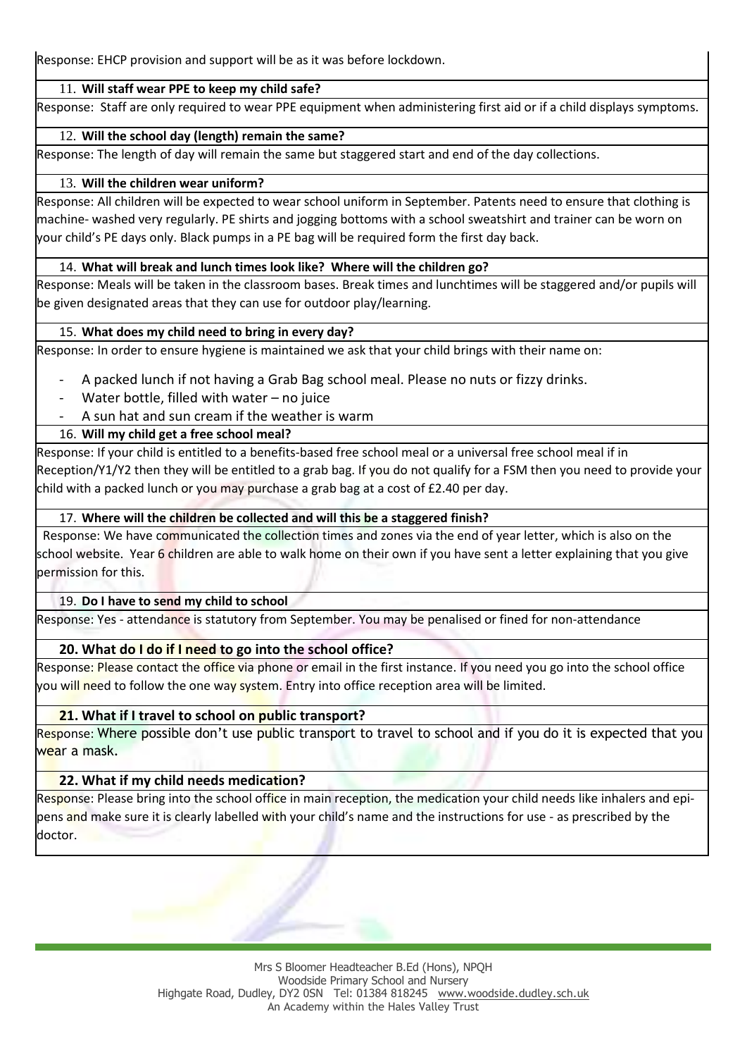Response: EHCP provision and support will be as it was before lockdown.

11. **Will staff wear PPE to keep my child safe?**

Response: Staff are only required to wear PPE equipment when administering first aid or if a child displays symptoms.

12. **Will the school day (length) remain the same?**

Response: The length of day will remain the same but staggered start and end of the day collections.

13. **Will the children wear uniform?**

Response: All children will be expected to wear school uniform in September. Patents need to ensure that clothing is machine- washed very regularly. PE shirts and jogging bottoms with a school sweatshirt and trainer can be worn on your child's PE days only. Black pumps in a PE bag will be required form the first day back.

14. **What will break and lunch times look like? Where will the children go?**

Response: Meals will be taken in the classroom bases. Break times and lunchtimes will be staggered and/or pupils will be given designated areas that they can use for outdoor play/learning.

15. **What does my child need to bring in every day?**

Response: In order to ensure hygiene is maintained we ask that your child brings with their name on:

- A packed lunch if not having a Grab Bag school meal. Please no nuts or fizzy drinks.
- Water bottle, filled with water – no juice
- A sun hat and sun cream if the weather is warm

16. **Will my child get a free school meal?**

Response: If your child is entitled to a benefits-based free school meal or a universal free school meal if in Reception/Y1/Y2 then they will be entitled to a grab bag. If you do not qualify for a FSM then you need to provide your child with a packed lunch or you may purchase a grab bag at a cost of £2.40 per day.

17. **Where will the children be collected and will this be a staggered finish?**

Response: We have communicated the collection times and zones via the end of year letter, which is also on the school website. Year 6 children are able to walk home on their own if you have sent a letter explaining that you give permission for this.

19. **Do I have to send my child to school**

Response: Yes - attendance is statutory from September. You may be penalised or fined for non-attendance

**20. What do I do if I need to go into the school office?**

Response: Please contact the office via phone or email in the first instance. If you need you go into the school office you will need to follow the one way system. Entry into office reception area will be limited.

**21. What if I travel to school on public transport?**

Response: Where possible don't use public transport to travel to school and if you do it is expected that you wear a mask.

**22. What if my child needs medication?**

Response: Please bring into the school office in main reception, the medication your child needs like inhalers and epi-pens and make sure it is clearly labelled with your child's name and the instructions for use - as prescribed by the doctor.

Mrs S Bloomer Headteacher B.Ed (Hons), NPQH
Woodside Primary School and Nursery
Highgate Road, Dudley, DY2 0SN Tel: 01384 818245 www.woodside.dudley.sch.uk
An Academy within the Hales Valley Trust